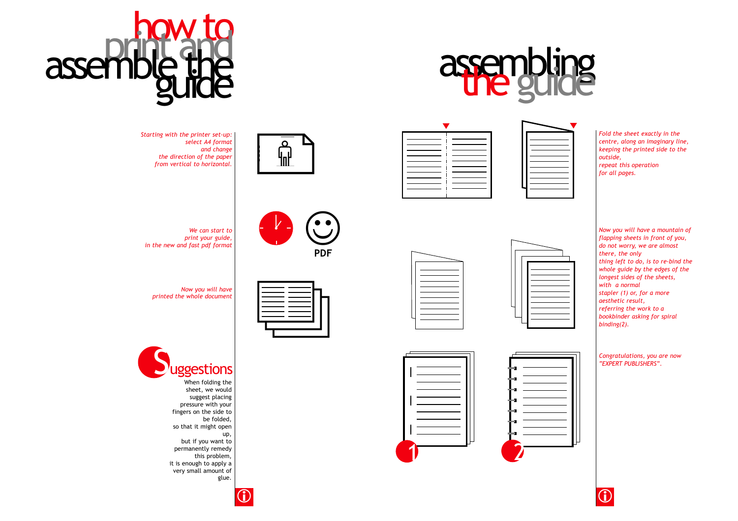# how to print and assemble the guide

*Starting with the printer set-up: select A4 format and change the direction of the paper from vertical to horizontal.*

*We can start to print your guide, in the new and fast pdf format*

PDF

*Now you will have printed the whole document*

## Suggestions

When folding the sheet, we would suggest placing pressure with your fingers on the side to be folded, so that it might open up, but if you want to permanently remedy this problem, it is enough to apply a very small amount of glue.

# assembling the guide

*Fold the sheet exactly in the centre, along an imaginary line, keeping the printed side to the outside, repeat this operation for all pages.*

*Now you will have a mountain of flapping sheets in front of you, do not worry, we are almost there, the only thing left to do, is to re-bind the whole guide by the edges of the longest sides of the sheets, with a normal stapler (1) or, for a more aesthetic result, referring the work to a bookbinder asking for spiral binding(2).*

*Congratulations, you are now "EXPERT PUBLISHERS".*

1

2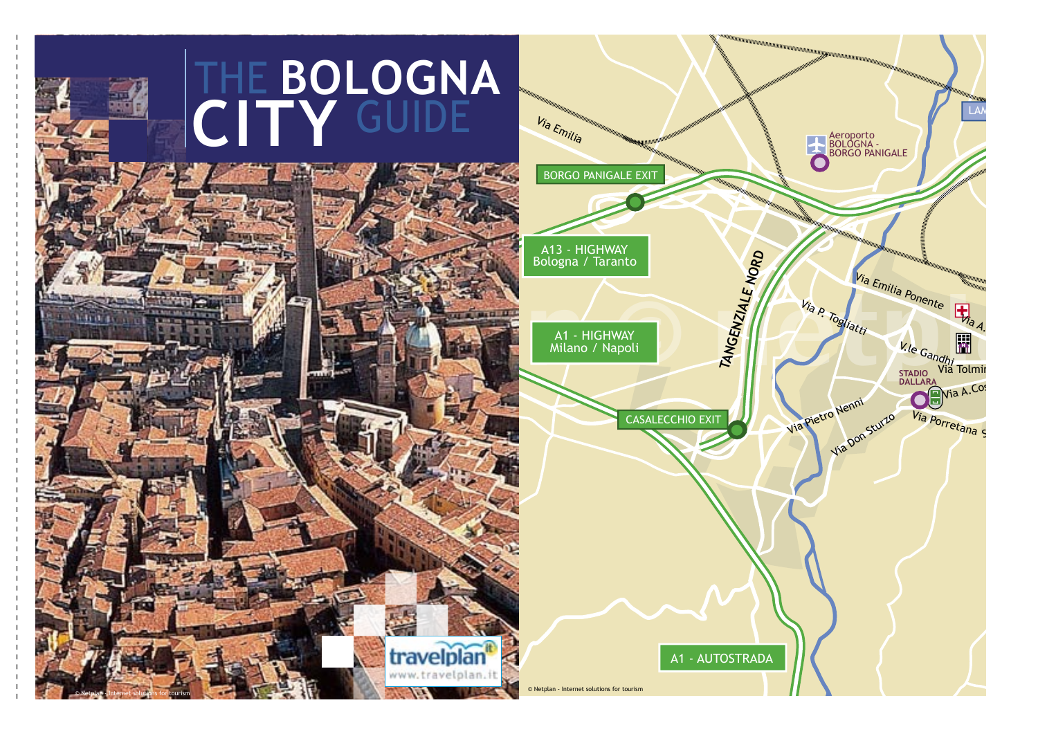# THE BOLOGNA CITY GUIDE

travelplan
www.travelplan.it

© Netplan - Internet solutions for tourism

Via Emilia

BORGO PANIGALE EXIT

A13 - HIGHWAY
Bologna / Taranto

A1 - HIGHWAY
Milano / Napoli

CASALECCHIO EXIT

A1 - AUTOSTRADA

TANGENZIALE NORD

Aeroporto BOLOGNA - BORGO PANIGALE

Via Emilia Ponente

Via P. Togliatti

V.le Gandhi

Via Tolmin

STADIO DALLARA

Via A.Cos

Via Pietro Nenni

Via Don Sturzo

Via Porretana S

LAM

Via A.

© Netplan - Internet solutions for tourism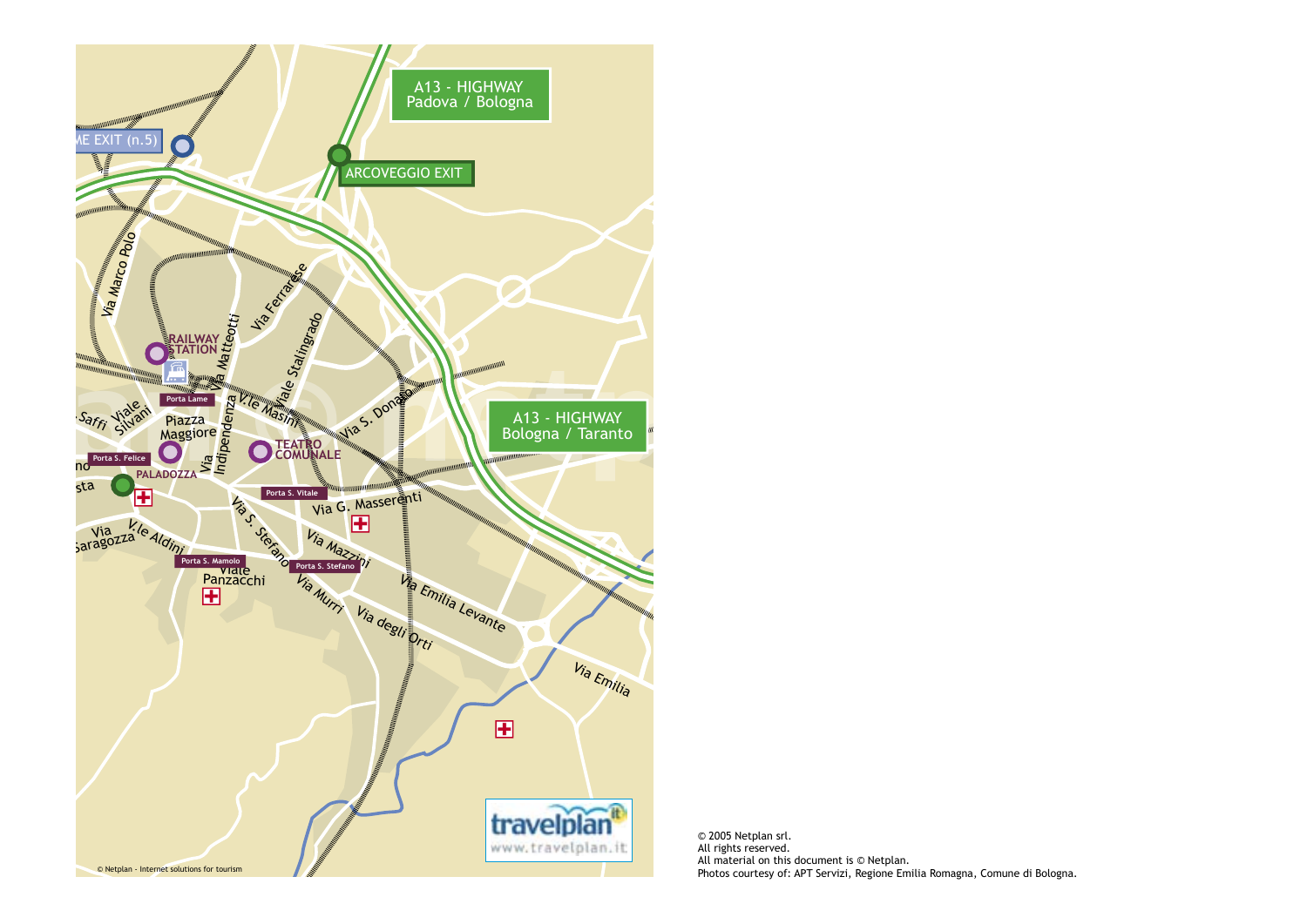A13 - HIGHWAY
Padova / Bologna

ME EXIT (n.5)

ARCOVEGGIO EXIT

Via Marco Polo

Via Ferrarese

Viale Stalingrado

Via Matteotti

RAILWAY STATION

Porta Lame

Via Indipendenza

V.le Masini

Via S. Donato

A13 - HIGHWAY
Bologna / Taranto

Saffi

Viale Silvani

Piazza Maggiore

Porta S. Felice

TEATRO COMUNALE

PALADOZZA

Porta S. Vitale

Via G. Masserenti

Via Saragozza

V.le Aldini

Via S. Stefano

Via Mazzini

Porta S. Mamolo

Viale Panzacchi

Porta S. Stefano

Via Murri

Via Emilia Levante

Via degli Orti

Via Emilia

travelplan
www.travelplan.it

© Netplan - Internet solutions for tourism

© 2005 Netplan srl.
All rights reserved.
All material on this document is © Netplan.
Photos courtesy of: APT Servizi, Regione Emilia Romagna, Comune di Bologna.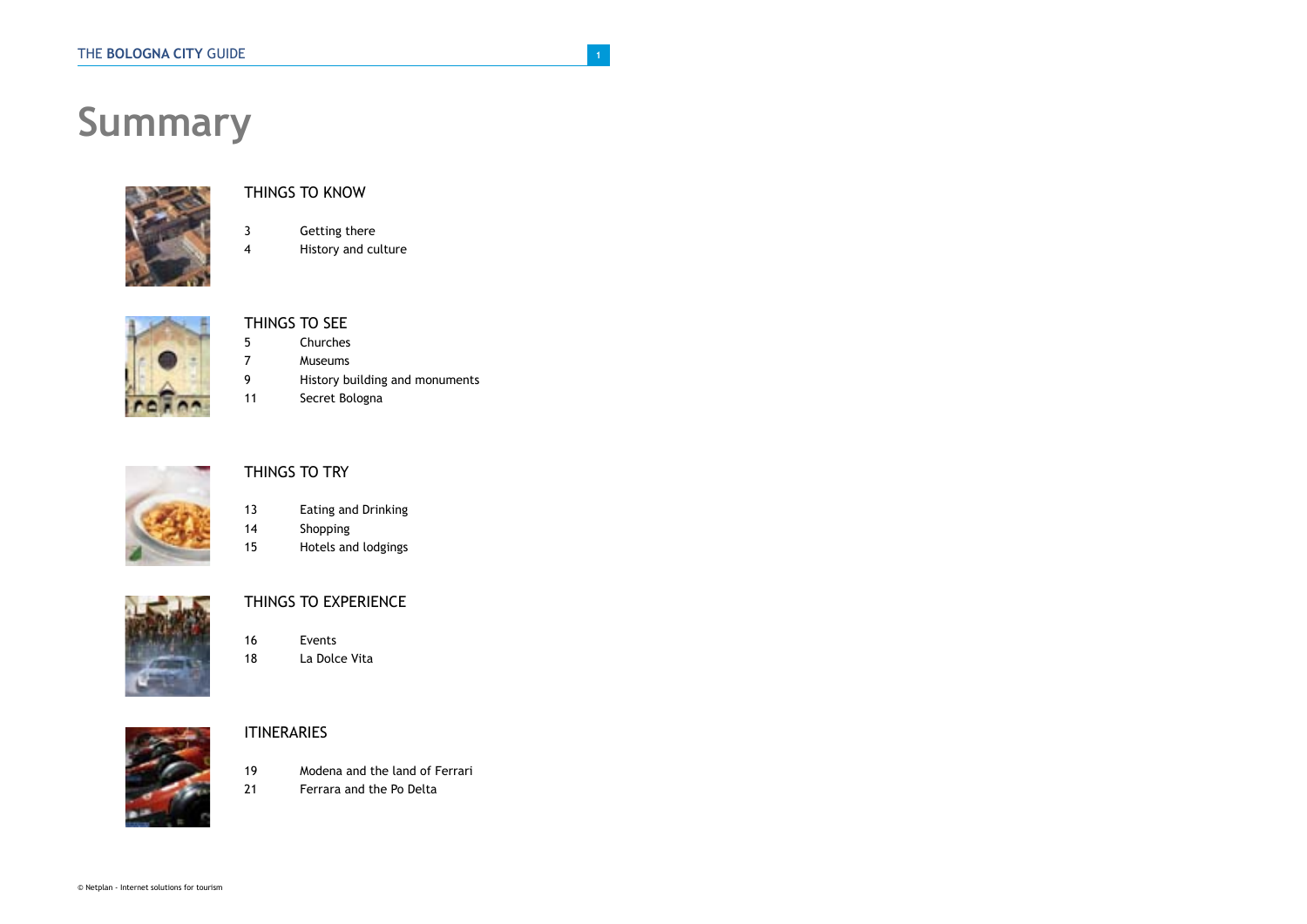# Summary

## THINGS TO KNOW

| | |
|---|---|
| 3 | Getting there |
| 4 | History and culture |

## THINGS TO SEE

| | |
|---|---|
| 5 | Churches |
| 7 | Museums |
| 9 | History building and monuments |
| 11 | Secret Bologna |

## THINGS TO TRY

| | |
|---|---|
| 13 | Eating and Drinking |
| 14 | Shopping |
| 15 | Hotels and lodgings |

## THINGS TO EXPERIENCE

| | |
|---|---|
| 16 | Events |
| 18 | La Dolce Vita |

## ITINERARIES

| | |
|---|---|
| 19 | Modena and the land of Ferrari |
| 21 | Ferrara and the Po Delta |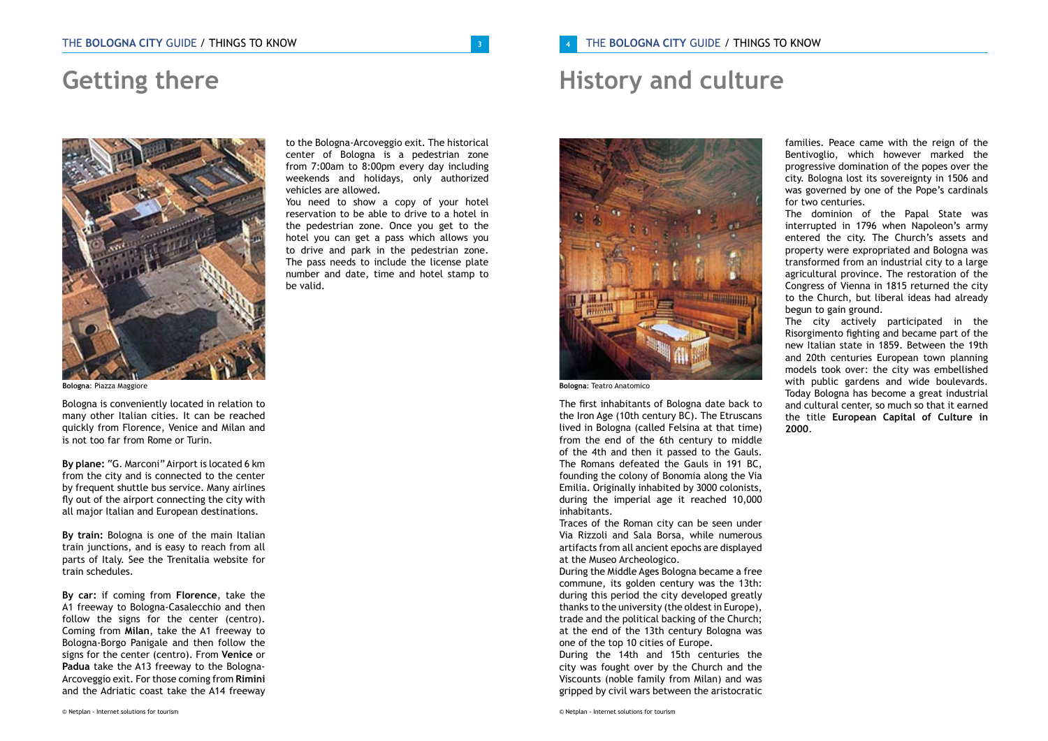# Getting there

**Bologna**: Piazza Maggiore

Bologna is conveniently located in relation to many other Italian cities. It can be reached quickly from Florence, Venice and Milan and is not too far from Rome or Turin.

**By plane:** "G. Marconi" Airport is located 6 km from the city and is connected to the center by frequent shuttle bus service. Many airlines fly out of the airport connecting the city with all major Italian and European destinations.

**By train:** Bologna is one of the main Italian train junctions, and is easy to reach from all parts of Italy. See the Trenitalia website for train schedules.

**By car:** if coming from **Florence**, take the A1 freeway to Bologna-Casalecchio and then follow the signs for the center (centro). Coming from **Milan**, take the A1 freeway to Bologna-Borgo Panigale and then follow the signs for the center (centro). From **Venice** or **Padua** take the A13 freeway to the Bologna-Arcoveggio exit. For those coming from **Rimini** and the Adriatic coast take the A14 freeway to the Bologna-Arcoveggio exit. The historical center of Bologna is a pedestrian zone from 7:00am to 8:00pm every day including weekends and holidays, only authorized vehicles are allowed.

You need to show a copy of your hotel reservation to be able to drive to a hotel in the pedestrian zone. Once you get to the hotel you can get a pass which allows you to drive and park in the pedestrian zone. The pass needs to include the license plate number and date, time and hotel stamp to be valid.

# History and culture

**Bologna**: Teatro Anatomico

The first inhabitants of Bologna date back to the Iron Age (10th century BC). The Etruscans lived in Bologna (called Felsina at that time) from the end of the 6th century to middle of the 4th and then it passed to the Gauls. The Romans defeated the Gauls in 191 BC, founding the colony of Bononia along the Via Emilia. Originally inhabited by 3000 colonists, during the imperial age it reached 10,000 inhabitants.

Traces of the Roman city can be seen under Via Rizzoli and Sala Borsa, while numerous artifacts from all ancient epochs are displayed at the Museo Archeologico.

During the Middle Ages Bologna became a free commune, its golden century was the 13th: during this period the city developed greatly thanks to the university (the oldest in Europe), trade and the political backing of the Church; at the end of the 13th century Bologna was one of the top 10 cities of Europe.

During the 14th and 15th centuries the city was fought over by the Church and the Viscounts (noble family from Milan) and was gripped by civil wars between the aristocratic families. Peace came with the reign of the Bentivoglio, which however marked the progressive domination of the popes over the city. Bologna lost its sovereignty in 1506 and was governed by one of the Pope's cardinals for two centuries.

The dominion of the Papal State was interrupted in 1796 when Napoleon's army entered the city. The Church's assets and property were expropriated and Bologna was transformed from an industrial city to a large agricultural province. The restoration of the Congress of Vienna in 1815 returned the city to the Church, but liberal ideas had already begun to gain ground.

The city actively participated in the Risorgimento fighting and became part of the new Italian state in 1859. Between the 19th and 20th centuries European town planning models took over: the city was embellished with public gardens and wide boulevards. Today Bologna has become a great industrial and cultural center, so much so that it earned the title **European Capital of Culture in 2000**.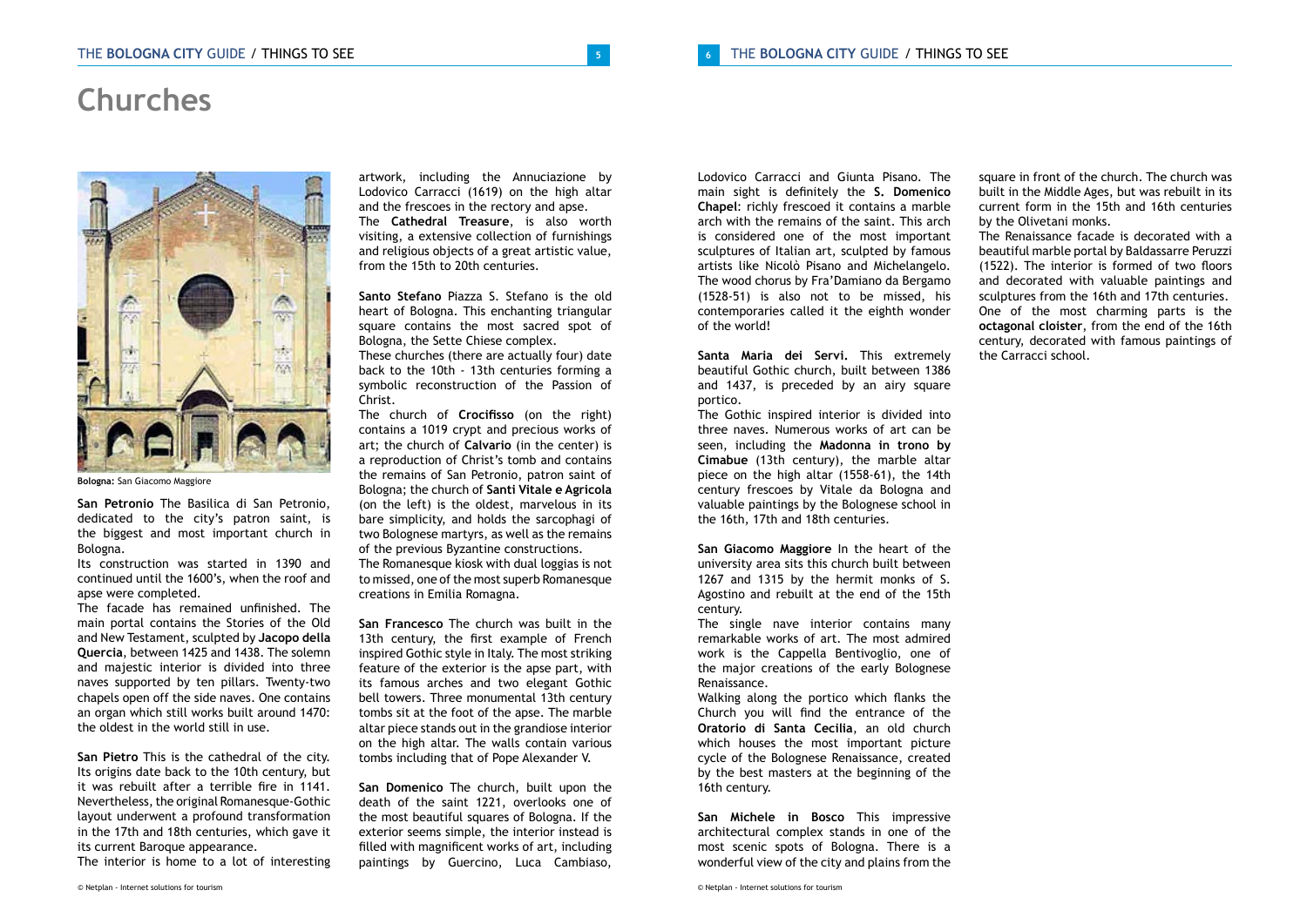# Churches

Bologna: San Giacomo Maggiore

**San Petronio** The Basilica di San Petronio, dedicated to the city's patron saint, is the biggest and most important church in Bologna.

Its construction was started in 1390 and continued until the 1600's, when the roof and apse were completed.

The facade has remained unfinished. The main portal contains the Stories of the Old and New Testament, sculpted by **Jacopo della Quercia**, between 1425 and 1438. The solemn and majestic interior is divided into three naves supported by ten pillars. Twenty-two chapels open off the side naves. One contains an organ which still works built around 1470: the oldest in the world still in use.

**San Pietro** This is the cathedral of the city. Its origins date back to the 10th century, but it was rebuilt after a terrible fire in 1141. Nevertheless, the original Romanesque-Gothic layout underwent a profound transformation in the 17th and 18th centuries, which gave it its current Baroque appearance.

The interior is home to a lot of interesting artwork, including the Annuciazione by Lodovico Carracci (1619) on the high altar and the frescoes in the rectory and apse.

The **Cathedral Treasure**, is also worth visiting, a extensive collection of furnishings and religious objects of a great artistic value, from the 15th to 20th centuries.

**Santo Stefano** Piazza S. Stefano is the old heart of Bologna. This enchanting triangular square contains the most sacred spot of Bologna, the Sette Chiese complex.

These churches (there are actually four) date back to the 10th - 13th centuries forming a symbolic reconstruction of the Passion of Christ.

The church of **Crocifisso** (on the right) contains a 1019 crypt and precious works of art; the church of **Calvario** (in the center) is a reproduction of Christ's tomb and contains the remains of San Petronio, patron saint of Bologna; the church of **Santi Vitale e Agricola** (on the left) is the oldest, marvelous in its bare simplicity, and holds the sarcophagi of two Bolognese martyrs, as well as the remains of the previous Byzantine constructions.

The Romanesque kiosk with dual loggias is not to missed, one of the most superb Romanesque creations in Emilia Romagna.

**San Francesco** The church was built in the 13th century, the first example of French inspired Gothic style in Italy. The most striking feature of the exterior is the apse part, with its famous arches and two elegant Gothic bell towers. Three monumental 13th century tombs sit at the foot of the apse. The marble altar piece stands out in the grandiose interior on the high altar. The walls contain various tombs including that of Pope Alexander V.

**San Domenico** The church, built upon the death of the saint 1221, overlooks one of the most beautiful squares of Bologna. If the exterior seems simple, the interior instead is filled with magnificent works of art, including paintings by Guercino, Luca Cambiaso, Lodovico Carracci and Giunta Pisano. The main sight is definitely the **S. Domenico Chapel**: richly frescoed it contains a marble arch with the remains of the saint. This arch is considered one of the most important sculptures of Italian art, sculpted by famous artists like Nicolò Pisano and Michelangelo. The wood chorus by Fra'Damiano da Bergamo (1528-51) is also not to be missed, his contemporaries called it the eighth wonder of the world!

**Santa Maria dei Servi.** This extremely beautiful Gothic church, built between 1386 and 1437, is preceded by an airy square portico.

The Gothic inspired interior is divided into three naves. Numerous works of art can be seen, including the **Madonna in trono by Cimabue** (13th century), the marble altar piece on the high altar (1558-61), the 14th century frescoes by Vitale da Bologna and valuable paintings by the Bolognese school in the 16th, 17th and 18th centuries.

**San Giacomo Maggiore** In the heart of the university area sits this church built between 1267 and 1315 by the hermit monks of S. Agostino and rebuilt at the end of the 15th century.

The single nave interior contains many remarkable works of art. The most admired work is the Cappella Bentivoglio, one of the major creations of the early Bolognese Renaissance.

Walking along the portico which flanks the Church you will find the entrance of the **Oratorio di Santa Cecilia**, an old church which houses the most important picture cycle of the Bolognese Renaissance, created by the best masters at the beginning of the 16th century.

**San Michele in Bosco** This impressive architectural complex stands in one of the most scenic spots of Bologna. There is a wonderful view of the city and plains from the square in front of the church. The church was built in the Middle Ages, but was rebuilt in its current form in the 15th and 16th centuries by the Olivetani monks.

The Renaissance facade is decorated with a beautiful marble portal by Baldassarre Peruzzi (1522). The interior is formed of two floors and decorated with valuable paintings and sculptures from the 16th and 17th centuries. One of the most charming parts is the **octagonal cloister**, from the end of the 16th century, decorated with famous paintings of the Carracci school.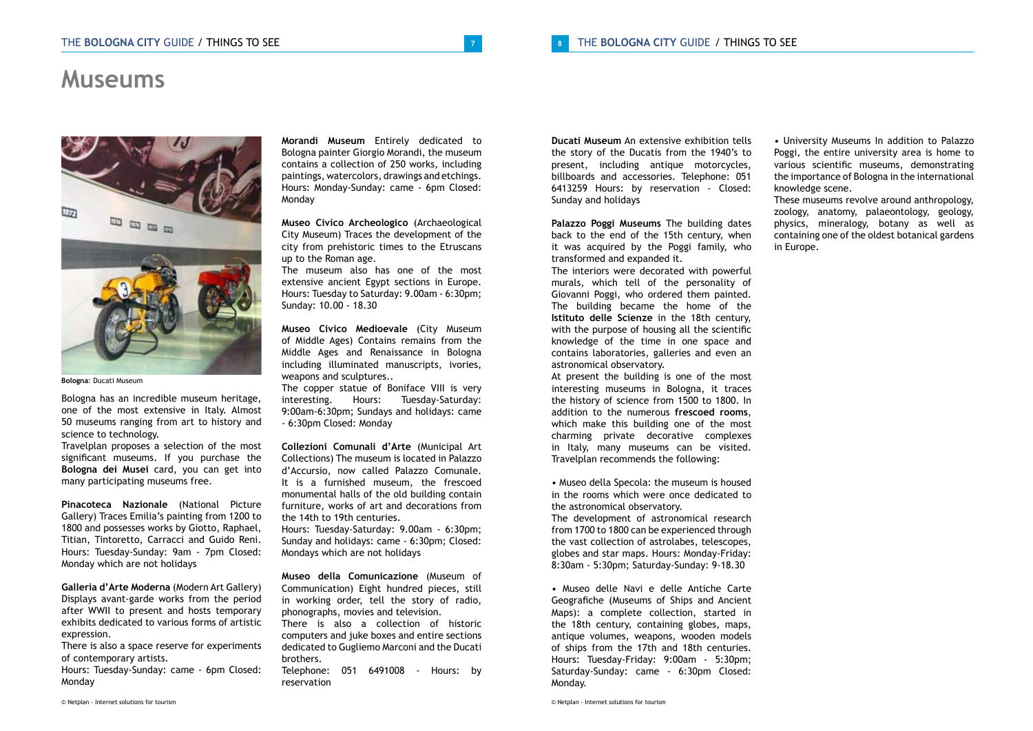# Museums

**Bologna**: Ducati Museum

Bologna has an incredible museum heritage, one of the most extensive in Italy. Almost 50 museums ranging from art to history and science to technology.

Travelplan proposes a selection of the most significant museums. If you purchase the **Bologna dei Musei** card, you can get into many participating museums free.

**Pinacoteca Nazionale** (National Picture Gallery) Traces Emilia's painting from 1200 to 1800 and possesses works by Giotto, Raphael, Titian, Tintoretto, Carracci and Guido Reni. Hours: Tuesday-Sunday: 9am - 7pm Closed: Monday which are not holidays

**Galleria d'Arte Moderna** (Modern Art Gallery) Displays avant-garde works from the period after WWII to present and hosts temporary exhibits dedicated to various forms of artistic expression.

There is also a space reserve for experiments of contemporary artists.

Hours: Tuesday-Sunday: came - 6pm Closed: Monday

**Morandi Museum** Entirely dedicated to Bologna painter Giorgio Morandi, the museum contains a collection of 250 works, including paintings, watercolors, drawings and etchings. Hours: Monday-Sunday: came - 6pm Closed: Monday

**Museo Civico Archeologico** (Archaeological City Museum) Traces the development of the city from prehistoric times to the Etruscans up to the Roman age.

The museum also has one of the most extensive ancient Egypt sections in Europe. Hours: Tuesday to Saturday: 9.00am - 6:30pm; Sunday: 10.00 - 18.30

**Museo Civico Medioevale** (City Museum of Middle Ages) Contains remains from the Middle Ages and Renaissance in Bologna including illuminated manuscripts, ivories, weapons and sculptures..

The copper statue of Boniface VIII is very interesting. Hours: Tuesday-Saturday: 9:00am-6:30pm; Sundays and holidays: came - 6:30pm Closed: Monday

**Collezioni Comunali d'Arte** (Municipal Art Collections) The museum is located in Palazzo d'Accursio, now called Palazzo Comunale. It is a furnished museum, the frescoed monumental halls of the old building contain furniture, works of art and decorations from the 14th to 19th centuries.

Hours: Tuesday-Saturday: 9.00am - 6:30pm; Sunday and holidays: came - 6:30pm; Closed: Mondays which are not holidays

**Museo della Comunicazione** (Museum of Communication) Eight hundred pieces, still in working order, tell the story of radio, phonographs, movies and television.

There is also a collection of historic computers and juke boxes and entire sections dedicated to Gugliemo Marconi and the Ducati brothers.

Telephone: 051 6491008 - Hours: by reservation

**Ducati Museum** An extensive exhibition tells the story of the Ducatis from the 1940's to present, including antique motorcycles, billboards and accessories. Telephone: 051 6413259 Hours: by reservation - Closed: Sunday and holidays

**Palazzo Poggi Museums** The building dates back to the end of the 15th century, when it was acquired by the Poggi family, who transformed and expanded it.

The interiors were decorated with powerful murals, which tell of the personality of Giovanni Poggi, who ordered them painted. The building became the home of the **Istituto delle Scienze** in the 18th century, with the purpose of housing all the scientific knowledge of the time in one space and contains laboratories, galleries and even an astronomical observatory.

At present the building is one of the most interesting museums in Bologna, it traces the history of science from 1500 to 1800. In addition to the numerous **frescoed rooms**, which make this building one of the most charming private decorative complexes in Italy, many museums can be visited. Travelplan recommends the following:

• Museo della Specola: the museum is housed in the rooms which were once dedicated to the astronomical observatory.

The development of astronomical research from 1700 to 1800 can be experienced through the vast collection of astrolabes, telescopes, globes and star maps. Hours: Monday-Friday: 8:30am - 5:30pm; Saturday-Sunday: 9-18.30

• Museo delle Navi e delle Antiche Carte Geografiche (Museums of Ships and Ancient Maps): a complete collection, started in the 18th century, containing globes, maps, antique volumes, weapons, wooden models of ships from the 17th and 18th centuries. Hours: Tuesday-Friday: 9:00am - 5:30pm; Saturday-Sunday: came - 6:30pm Closed: Monday.

• University Museums In addition to Palazzo Poggi, the entire university area is home to various scientific museums, demonstrating the importance of Bologna in the international knowledge scene.

These museums revolve around anthropology, zoology, anatomy, palaeontology, geology, physics, mineralogy, botany as well as containing one of the oldest botanical gardens in Europe.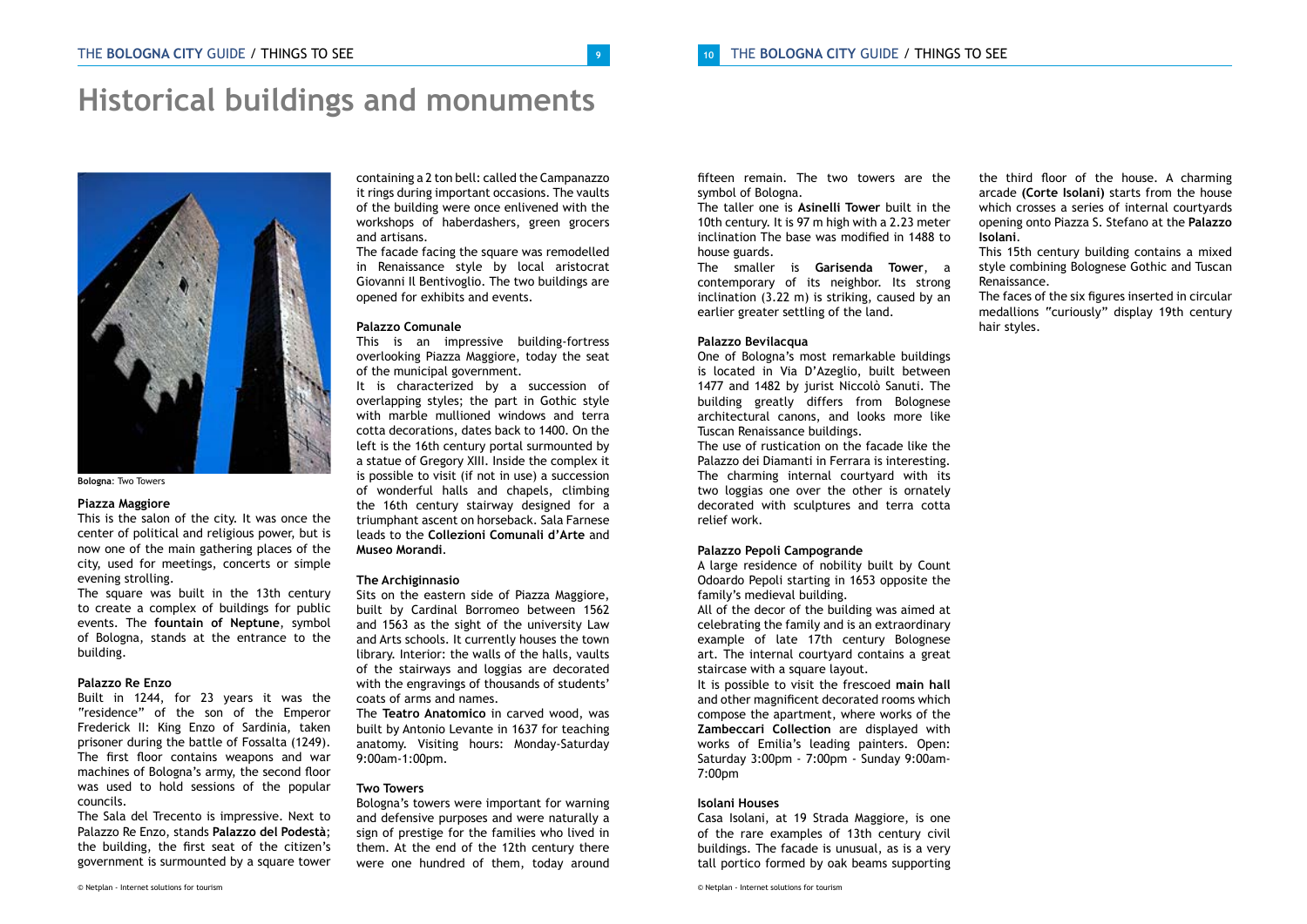# Historical buildings and monuments

**Bologna**: Two Towers

### Piazza Maggiore

This is the salon of the city. It was once the center of political and religious power, but is now one of the main gathering places of the city, used for meetings, concerts or simple evening strolling.

The square was built in the 13th century to create a complex of buildings for public events. The **fountain of Neptune**, symbol of Bologna, stands at the entrance to the building.

### Palazzo Re Enzo

Built in 1244, for 23 years it was the "residence" of the son of the Emperor Frederick II: King Enzo of Sardinia, taken prisoner during the battle of Fossalta (1249). The first floor contains weapons and war machines of Bologna's army, the second floor was used to hold sessions of the popular councils.

The Sala del Trecento is impressive. Next to Palazzo Re Enzo, stands **Palazzo del Podestà**; the building, the first seat of the citizen's government is surmounted by a square tower containing a 2 ton bell: called the Campanazzo it rings during important occasions. The vaults of the building were once enlivened with the workshops of haberdashers, green grocers and artisans.

The facade facing the square was remodelled in Renaissance style by local aristocrat Giovanni Il Bentivoglio. The two buildings are opened for exhibits and events.

### Palazzo Comunale

This is an impressive building-fortress overlooking Piazza Maggiore, today the seat of the municipal government.

It is characterized by a succession of overlapping styles; the part in Gothic style with marble mullioned windows and terra cotta decorations, dates back to 1400. On the left is the 16th century portal surmounted by a statue of Gregory XIII. Inside the complex it is possible to visit (if not in use) a succession of wonderful halls and chapels, climbing the 16th century stairway designed for a triumphant ascent on horseback. Sala Farnese leads to the **Collezioni Comunali d'Arte** and **Museo Morandi**.

### The Archiginnasio

Sits on the eastern side of Piazza Maggiore, built by Cardinal Borromeo between 1562 and 1563 as the sight of the university Law and Arts schools. It currently houses the town library. Interior: the walls of the halls, vaults of the stairways and loggias are decorated with the engravings of thousands of students' coats of arms and names.

The **Teatro Anatomico** in carved wood, was built by Antonio Levante in 1637 for teaching anatomy. Visiting hours: Monday-Saturday 9:00am-1:00pm.

### Two Towers

Bologna's towers were important for warning and defensive purposes and were naturally a sign of prestige for the families who lived in them. At the end of the 12th century there were one hundred of them, today around fifteen remain. The two towers are the symbol of Bologna.

The taller one is **Asinelli Tower** built in the 10th century. It is 97 m high with a 2.23 meter inclination The base was modified in 1488 to house guards.

The smaller is **Garisenda Tower**, a contemporary of its neighbor. Its strong inclination (3.22 m) is striking, caused by an earlier greater settling of the land.

### Palazzo Bevilacqua

One of Bologna's most remarkable buildings is located in Via D'Azeglio, built between 1477 and 1482 by jurist Niccolò Sanuti. The building greatly differs from Bolognese architectural canons, and looks more like Tuscan Renaissance buildings.

The use of rustication on the facade like the Palazzo dei Diamanti in Ferrara is interesting. The charming internal courtyard with its two loggias one over the other is ornately decorated with sculptures and terra cotta relief work.

### Palazzo Pepoli Campogrande

A large residence of nobility built by Count Odoardo Pepoli starting in 1653 opposite the family's medieval building.

All of the decor of the building was aimed at celebrating the family and is an extraordinary example of late 17th century Bolognese art. The internal courtyard contains a great staircase with a square layout.

It is possible to visit the frescoed **main hall** and other magnificent decorated rooms which compose the apartment, where works of the **Zambeccari Collection** are displayed with works of Emilia's leading painters. Open: Saturday 3:00pm - 7:00pm - Sunday 9:00am-7:00pm

### Isolani Houses

Casa Isolani, at 19 Strada Maggiore, is one of the rare examples of 13th century civil buildings. The facade is unusual, as is a very tall portico formed by oak beams supporting the third floor of the house. A charming arcade **(Corte Isolani)** starts from the house which crosses a series of internal courtyards opening onto Piazza S. Stefano at the **Palazzo Isolani**.

This 15th century building contains a mixed style combining Bolognese Gothic and Tuscan Renaissance.

The faces of the six figures inserted in circular medallions "curiously" display 19th century hair styles.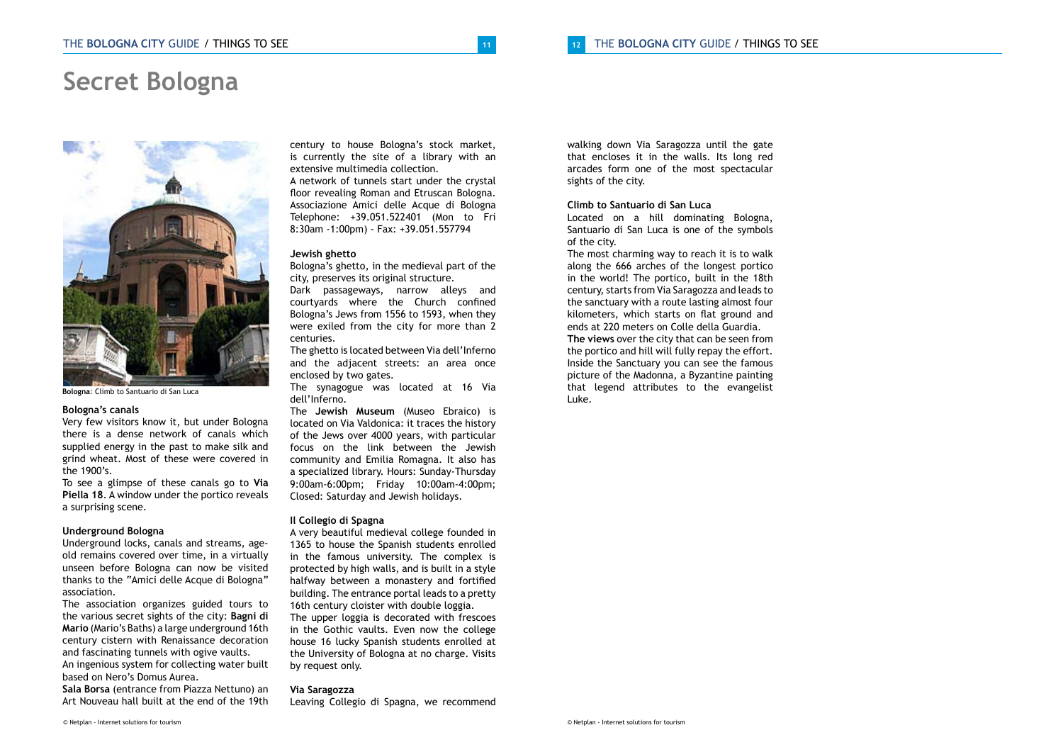# Secret Bologna

**Bologna**: Climb to Santuario di San Luca

### Bologna's canals

Very few visitors know it, but under Bologna there is a dense network of canals which supplied energy in the past to make silk and grind wheat. Most of these were covered in the 1900's.

To see a glimpse of these canals go to **Via Piella 18**. A window under the portico reveals a surprising scene.

### Underground Bologna

Underground locks, canals and streams, age-old remains covered over time, in a virtually unseen before Bologna can now be visited thanks to the "Amici delle Acque di Bologna" association.

The association organizes guided tours to the various secret sights of the city: **Bagni di Mario** (Mario's Baths) a large underground 16th century cistern with Renaissance decoration and fascinating tunnels with ogive vaults.

An ingenious system for collecting water built based on Nero's Domus Aurea.

**Sala Borsa** (entrance from Piazza Nettuno) an Art Nouveau hall built at the end of the 19th century to house Bologna's stock market, is currently the site of a library with an extensive multimedia collection.

A network of tunnels start under the crystal floor revealing Roman and Etruscan Bologna.
Associazione Amici delle Acque di Bologna
Telephone: +39.051.522401 (Mon to Fri 8:30am -1:00pm) - Fax: +39.051.557794

### Jewish ghetto

Bologna's ghetto, in the medieval part of the city, preserves its original structure.

Dark passageways, narrow alleys and courtyards where the Church confined Bologna's Jews from 1556 to 1593, when they were exiled from the city for more than 2 centuries.

The ghetto is located between Via dell'Inferno and the adjacent streets: an area once enclosed by two gates.

The synagogue was located at 16 Via dell'Inferno.

The **Jewish Museum** (Museo Ebraico) is located on Via Valdonica: it traces the history of the Jews over 4000 years, with particular focus on the link between the Jewish community and Emilia Romagna. It also has a specialized library. Hours: Sunday-Thursday 9:00am-6:00pm; Friday 10:00am-4:00pm; Closed: Saturday and Jewish holidays.

### Il Collegio di Spagna

A very beautiful medieval college founded in 1365 to house the Spanish students enrolled in the famous university. The complex is protected by high walls, and is built in a style halfway between a monastery and fortified building. The entrance portal leads to a pretty 16th century cloister with double loggia.

The upper loggia is decorated with frescoes in the Gothic vaults. Even now the college house 16 lucky Spanish students enrolled at the University of Bologna at no charge. Visits by request only.

### Via Saragozza

Leaving Collegio di Spagna, we recommend walking down Via Saragozza until the gate that encloses it in the walls. Its long red arcades form one of the most spectacular sights of the city.

### Climb to Santuario di San Luca

Located on a hill dominating Bologna, Santuario di San Luca is one of the symbols of the city.

The most charming way to reach it is to walk along the 666 arches of the longest portico in the world! The portico, built in the 18th century, starts from Via Saragozza and leads to the sanctuary with a route lasting almost four kilometers, which starts on flat ground and ends at 220 meters on Colle della Guardia.

**The views** over the city that can be seen from the portico and hill will fully repay the effort. Inside the Sanctuary you can see the famous picture of the Madonna, a Byzantine painting that legend attributes to the evangelist Luke.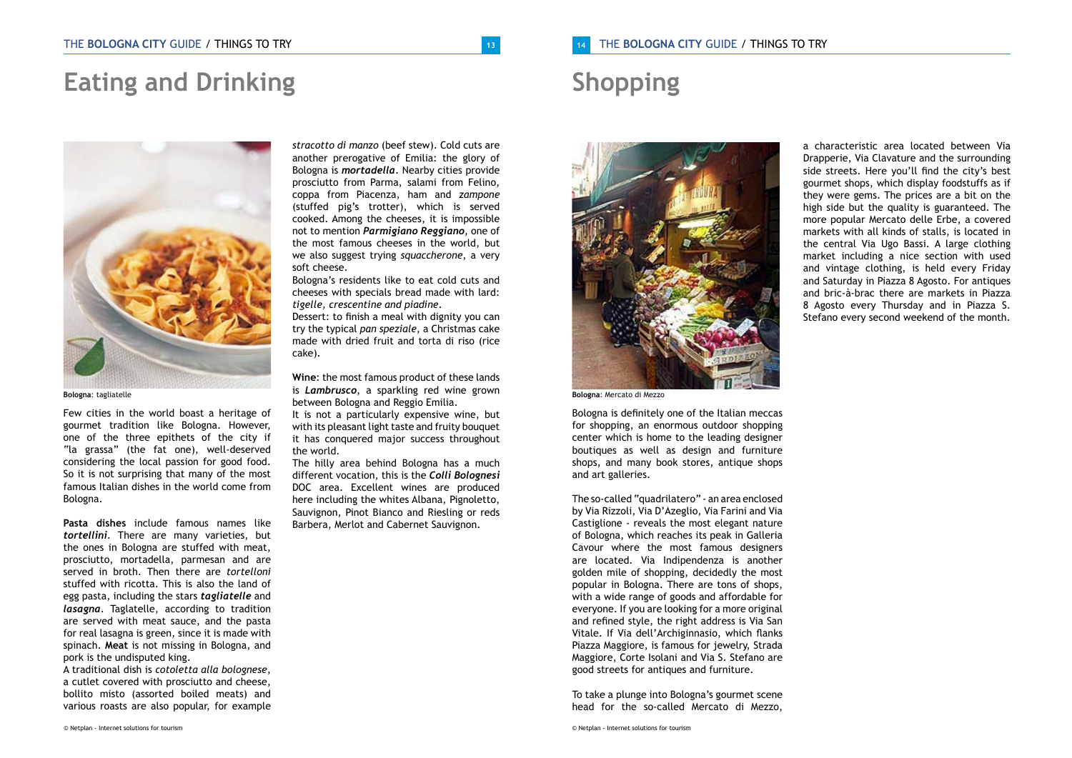# Eating and Drinking

Bologna: tagliatelle

Few cities in the world boast a heritage of gourmet tradition like Bologna. However, one of the three epithets of the city if "la grassa" (the fat one), well-deserved considering the local passion for good food. So it is not surprising that many of the most famous Italian dishes in the world come from Bologna.

**Pasta dishes** include famous names like ***tortellini***. There are many varieties, but the ones in Bologna are stuffed with meat, prosciutto, mortadella, parmesan and are served in broth. Then there are *tortelloni* stuffed with ricotta. This is also the land of egg pasta, including the stars ***tagliatelle*** and ***lasagna***. Taglatelle, according to tradition are served with meat sauce, and the pasta for real lasagna is green, since it is made with spinach. **Meat** is not missing in Bologna, and pork is the undisputed king.

A traditional dish is *cotoletta alla bolognese*, a cutlet covered with prosciutto and cheese, bollito misto (assorted boiled meats) and various roasts are also popular, for example *stracotto di manzo* (beef stew). Cold cuts are another prerogative of Emilia: the glory of Bologna is ***mortadella***. Nearby cities provide prosciutto from Parma, salami from Felino, coppa from Piacenza, ham and *zampone* (stuffed pig's trotter), which is served cooked. Among the cheeses, it is impossible not to mention ***Parmigiano Reggiano***, one of the most famous cheeses in the world, but we also suggest trying *squaccherone*, a very soft cheese.

Bologna's residents like to eat cold cuts and cheeses with specials bread made with lard: *tigelle, crescentine and piadine*.

Dessert: to finish a meal with dignity you can try the typical *pan speziale*, a Christmas cake made with dried fruit and torta di riso (rice cake).

**Wine**: the most famous product of these lands is ***Lambrusco***, a sparkling red wine grown between Bologna and Reggio Emilia.

It is not a particularly expensive wine, but with its pleasant light taste and fruity bouquet it has conquered major success throughout the world.

The hilly area behind Bologna has a much different vocation, this is the ***Colli Bolognesi*** DOC area. Excellent wines are produced here including the whites Albana, Pignoletto, Sauvignon, Pinot Bianco and Riesling or reds Barbera, Merlot and Cabernet Sauvignon.

# Shopping

Bologna: Mercato di Mezzo

Bologna is definitely one of the Italian meccas for shopping, an enormous outdoor shopping center which is home to the leading designer boutiques as well as design and furniture shops, and many book stores, antique shops and art galleries.

The so-called "quadrilatero" - an area enclosed by Via Rizzoli, Via D'Azeglio, Via Farini and Via Castiglione - reveals the most elegant nature of Bologna, which reaches its peak in Galleria Cavour where the most famous designers are located. Via Indipendenza is another golden mile of shopping, decidedly the most popular in Bologna. There are tons of shops, with a wide range of goods and affordable for everyone. If you are looking for a more original and refined style, the right address is Via San Vitale. If Via dell'Archiginnasio, which flanks Piazza Maggiore, is famous for jewelry, Strada Maggiore, Corte Isolani and Via S. Stefano are good streets for antiques and furniture.

To take a plunge into Bologna's gourmet scene head for the so-called Mercato di Mezzo, a characteristic area located between Via Drapperie, Via Clavature and the surrounding side streets. Here you'll find the city's best gourmet shops, which display foodstuffs as if they were gems. The prices are a bit on the high side but the quality is guaranteed. The more popular Mercato delle Erbe, a covered markets with all kinds of stalls, is located in the central Via Ugo Bassi. A large clothing market including a nice section with used and vintage clothing, is held every Friday and Saturday in Piazza 8 Agosto. For antiques and bric-à-brac there are markets in Piazza 8 Agosto every Thursday and in Piazza S. Stefano every second weekend of the month.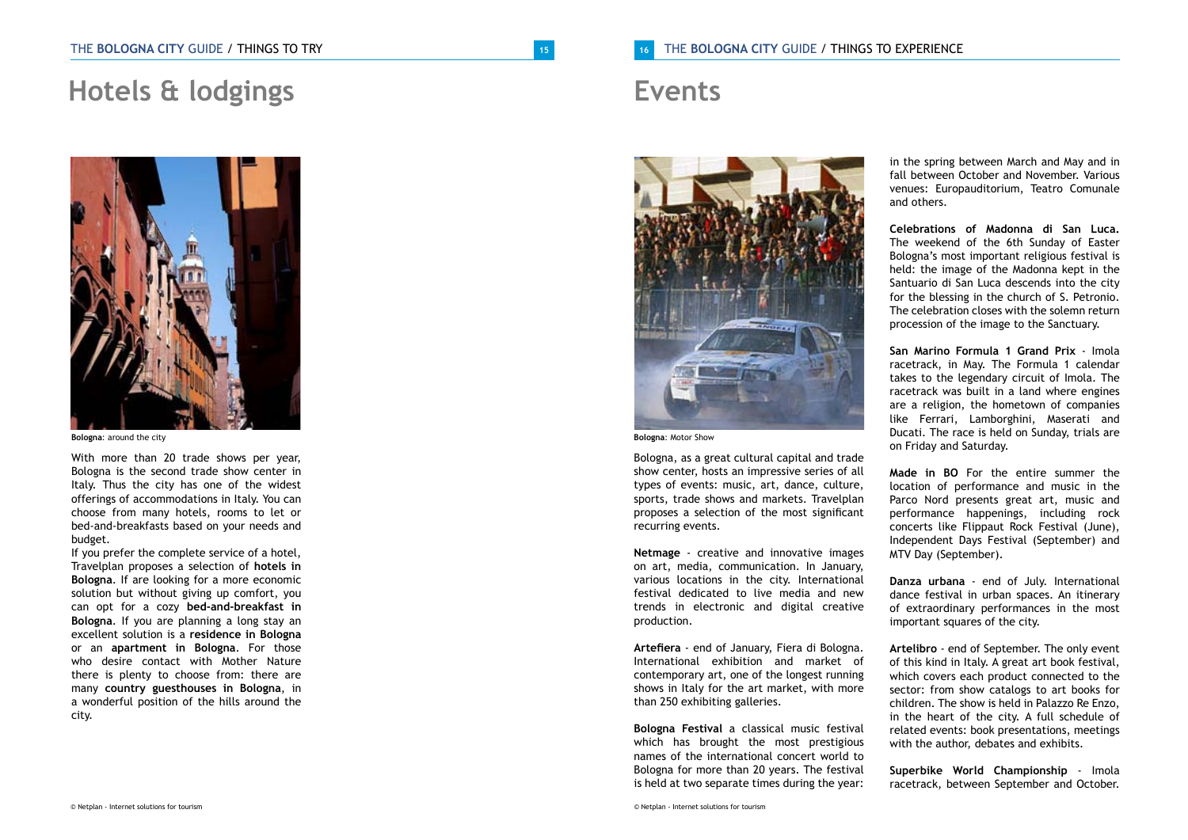# Hotels & lodgings

**Bologna**: around the city

With more than 20 trade shows per year, Bologna is the second trade show center in Italy. Thus the city has one of the widest offerings of accommodations in Italy. You can choose from many hotels, rooms to let or bed-and-breakfasts based on your needs and budget.

If you prefer the complete service of a hotel, Travelplan proposes a selection of **hotels in Bologna**. If are looking for a more economic solution but without giving up comfort, you can opt for a cozy **bed-and-breakfast in Bologna**. If you are planning a long stay an excellent solution is a **residence in Bologna** or an **apartment in Bologna**. For those who desire contact with Mother Nature there is plenty to choose from: there are many **country guesthouses in Bologna**, in a wonderful position of the hills around the city.

# Events

**Bologna**: Motor Show

Bologna, as a great cultural capital and trade show center, hosts an impressive series of all types of events: music, art, dance, culture, sports, trade shows and markets. Travelplan proposes a selection of the most significant recurring events.

**Netmage** - creative and innovative images on art, media, communication. In January, various locations in the city. International festival dedicated to live media and new trends in electronic and digital creative production.

**Artefiera** - end of January, Fiera di Bologna. International exhibition and market of contemporary art, one of the longest running shows in Italy for the art market, with more than 250 exhibiting galleries.

**Bologna Festival** a classical music festival which has brought the most prestigious names of the international concert world to Bologna for more than 20 years. The festival is held at two separate times during the year: in the spring between March and May and in fall between October and November. Various venues: Europauditorium, Teatro Comunale and others.

**Celebrations of Madonna di San Luca.** The weekend of the 6th Sunday of Easter Bologna's most important religious festival is held: the image of the Madonna kept in the Santuario di San Luca descends into the city for the blessing in the church of S. Petronio. The celebration closes with the solemn return procession of the image to the Sanctuary.

**San Marino Formula 1 Grand Prix** - Imola racetrack, in May. The Formula 1 calendar takes to the legendary circuit of Imola. The racetrack was built in a land where engines are a religion, the hometown of companies like Ferrari, Lamborghini, Maserati and Ducati. The race is held on Sunday, trials are on Friday and Saturday.

**Made in BO** For the entire summer the location of performance and music in the Parco Nord presents great art, music and performance happenings, including rock concerts like Flippaut Rock Festival (June), Independent Days Festival (September) and MTV Day (September).

**Danza urbana** - end of July. International dance festival in urban spaces. An itinerary of extraordinary performances in the most important squares of the city.

**Artelibro** - end of September. The only event of this kind in Italy. A great art book festival, which covers each product connected to the sector: from show catalogs to art books for children. The show is held in Palazzo Re Enzo, in the heart of the city. A full schedule of related events: book presentations, meetings with the author, debates and exhibits.

**Superbike World Championship** - Imola racetrack, between September and October.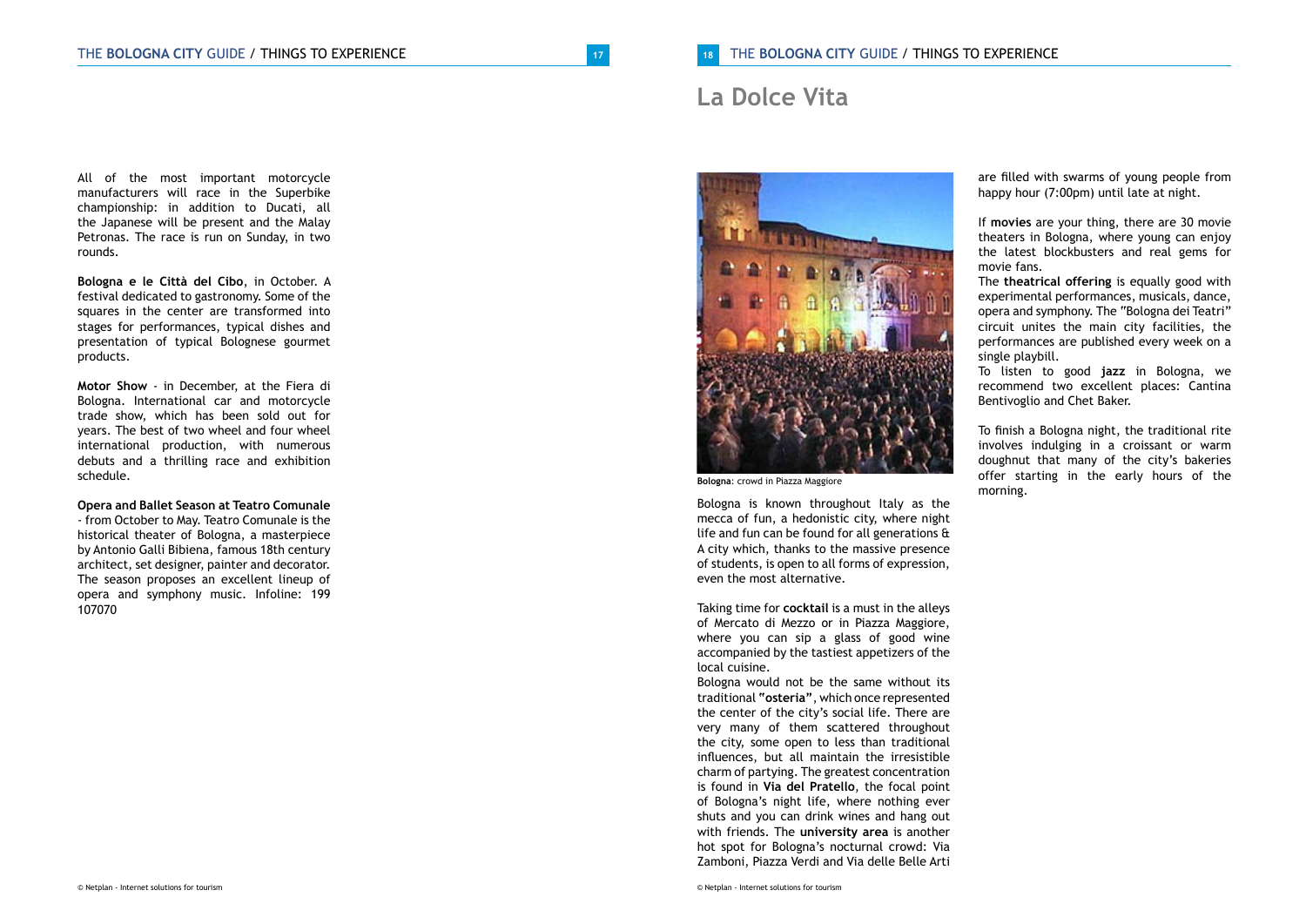All of the most important motorcycle manufacturers will race in the Superbike championship: in addition to Ducati, all the Japanese will be present and the Malay Petronas. The race is run on Sunday, in two rounds.

**Bologna e le Città del Cibo**, in October. A festival dedicated to gastronomy. Some of the squares in the center are transformed into stages for performances, typical dishes and presentation of typical Bolognese gourmet products.

**Motor Show** - in December, at the Fiera di Bologna. International car and motorcycle trade show, which has been sold out for years. The best of two wheel and four wheel international production, with numerous debuts and a thrilling race and exhibition schedule.

**Opera and Ballet Season at Teatro Comunale** - from October to May. Teatro Comunale is the historical theater of Bologna, a masterpiece by Antonio Galli Bibiena, famous 18th century architect, set designer, painter and decorator. The season proposes an excellent lineup of opera and symphony music. Infoline: 199 107070

# La Dolce Vita

**Bologna**: crowd in Piazza Maggiore

Bologna is known throughout Italy as the mecca of fun, a hedonistic city, where night life and fun can be found for all generations & A city which, thanks to the massive presence of students, is open to all forms of expression, even the most alternative.

Taking time for **cocktail** is a must in the alleys of Mercato di Mezzo or in Piazza Maggiore, where you can sip a glass of good wine accompanied by the tastiest appetizers of the local cuisine.

Bologna would not be the same without its traditional **"osteria"**, which once represented the center of the city's social life. There are very many of them scattered throughout the city, some open to less than traditional influences, but all maintain the irresistible charm of partying. The greatest concentration is found in **Via del Pratello**, the focal point of Bologna's night life, where nothing ever shuts and you can drink wines and hang out with friends. The **university area** is another hot spot for Bologna's nocturnal crowd: Via Zamboni, Piazza Verdi and Via delle Belle Arti are filled with swarms of young people from happy hour (7:00pm) until late at night.

If **movies** are your thing, there are 30 movie theaters in Bologna, where young can enjoy the latest blockbusters and real gems for movie fans.

The **theatrical offering** is equally good with experimental performances, musicals, dance, opera and symphony. The "Bologna dei Teatri" circuit unites the main city facilities, the performances are published every week on a single playbill.

To listen to good **jazz** in Bologna, we recommend two excellent places: Cantina Bentivoglio and Chet Baker.

To finish a Bologna night, the traditional rite involves indulging in a croissant or warm doughnut that many of the city's bakeries offer starting in the early hours of the morning.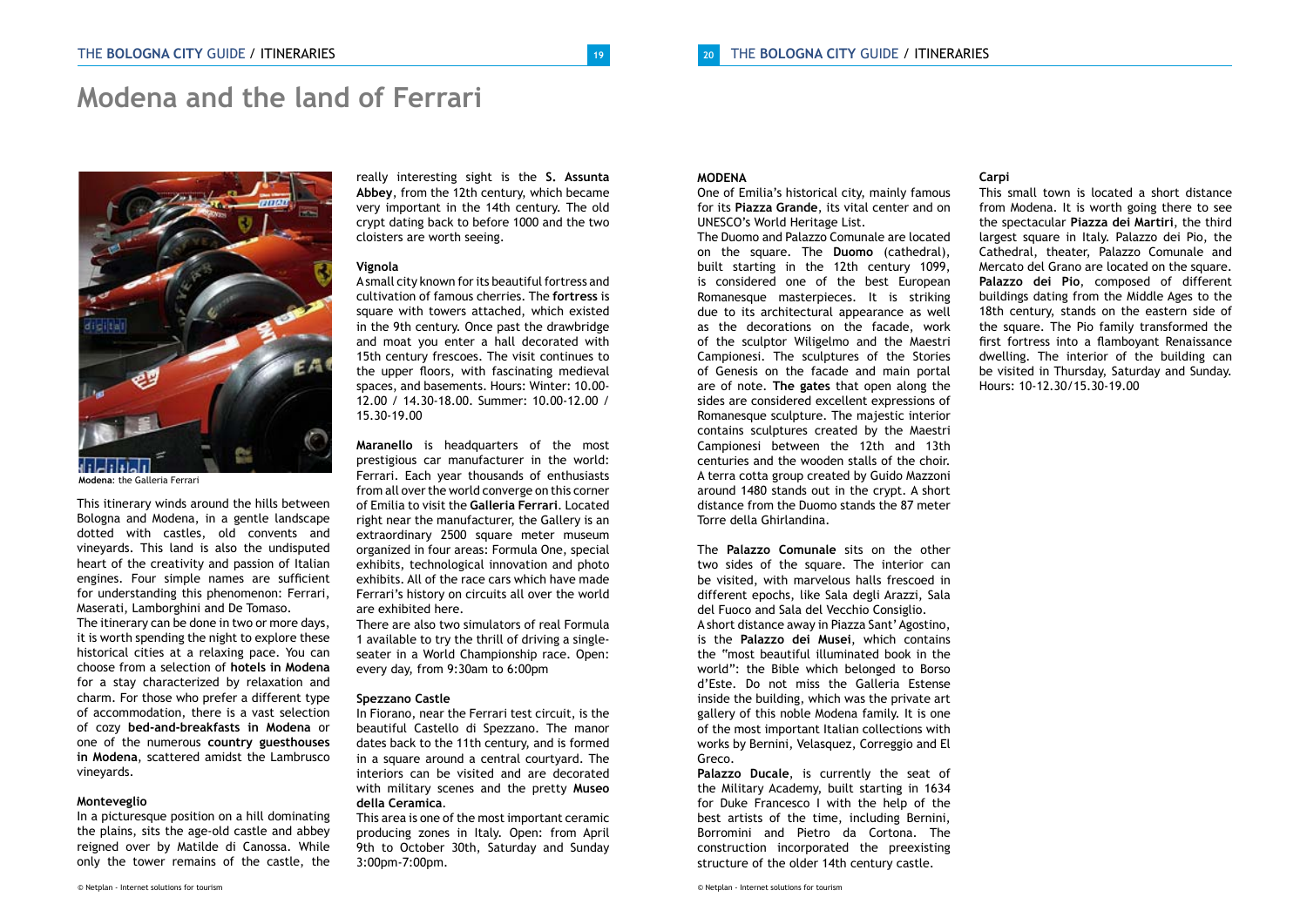# Modena and the land of Ferrari

**Modena**: the Galleria Ferrari

This itinerary winds around the hills between Bologna and Modena, in a gentle landscape dotted with castles, old convents and vineyards. This land is also the undisputed heart of the creativity and passion of Italian engines. Four simple names are sufficient for understanding this phenomenon: Ferrari, Maserati, Lamborghini and De Tomaso.

The itinerary can be done in two or more days, it is worth spending the night to explore these historical cities at a relaxing pace. You can choose from a selection of **hotels in Modena** for a stay characterized by relaxation and charm. For those who prefer a different type of accommodation, there is a vast selection of cozy **bed-and-breakfasts in Modena** or one of the numerous **country guesthouses in Modena**, scattered amidst the Lambrusco vineyards.

#### Monteveglio

In a picturesque position on a hill dominating the plains, sits the age-old castle and abbey reigned over by Matilde di Canossa. While only the tower remains of the castle, the really interesting sight is the **S. Assunta Abbey**, from the 12th century, which became very important in the 14th century. The old crypt dating back to before 1000 and the two cloisters are worth seeing.

#### Vignola

A small city known for its beautiful fortress and cultivation of famous cherries. The **fortress** is square with towers attached, which existed in the 9th century. Once past the drawbridge and moat you enter a hall decorated with 15th century frescoes. The visit continues to the upper floors, with fascinating medieval spaces, and basements. Hours: Winter: 10.00-12.00 / 14.30-18.00. Summer: 10.00-12.00 / 15.30-19.00

**Maranello** is headquarters of the most prestigious car manufacturer in the world: Ferrari. Each year thousands of enthusiasts from all over the world converge on this corner of Emilia to visit the **Galleria Ferrari**. Located right near the manufacturer, the Gallery is an extraordinary 2500 square meter museum organized in four areas: Formula One, special exhibits, technological innovation and photo exhibits. All of the race cars which have made Ferrari's history on circuits all over the world are exhibited here.

There are also two simulators of real Formula 1 available to try the thrill of driving a single-seater in a World Championship race. Open: every day, from 9:30am to 6:00pm

#### Spezzano Castle

In Fiorano, near the Ferrari test circuit, is the beautiful Castello di Spezzano. The manor dates back to the 11th century, and is formed in a square around a central courtyard. The interiors can be visited and are decorated with military scenes and the pretty **Museo della Ceramica**.

This area is one of the most important ceramic producing zones in Italy. Open: from April 9th to October 30th, Saturday and Sunday 3:00pm-7:00pm.

#### MODENA

One of Emilia's historical city, mainly famous for its **Piazza Grande**, its vital center and on UNESCO's World Heritage List.

The Duomo and Palazzo Comunale are located on the square. The **Duomo** (cathedral), built starting in the 12th century 1099, is considered one of the best European Romanesque masterpieces. It is striking due to its architectural appearance as well as the decorations on the facade, work of the sculptor Wiligelmo and the Maestri Campionesi. The sculptures of the Stories of Genesis on the facade and main portal are of note. **The gates** that open along the sides are considered excellent expressions of Romanesque sculpture. The majestic interior contains sculptures created by the Maestri Campionesi between the 12th and 13th centuries and the wooden stalls of the choir. A terra cotta group created by Guido Mazzoni around 1480 stands out in the crypt. A short distance from the Duomo stands the 87 meter Torre della Ghirlandina.

The **Palazzo Comunale** sits on the other two sides of the square. The interior can be visited, with marvelous halls frescoed in different epochs, like Sala degli Arazzi, Sala del Fuoco and Sala del Vecchio Consiglio.

A short distance away in Piazza Sant'Agostino, is the **Palazzo dei Musei**, which contains the "most beautiful illuminated book in the world": the Bible which belonged to Borso d'Este. Do not miss the Galleria Estense inside the building, which was the private art gallery of this noble Modena family. It is one of the most important Italian collections with works by Bernini, Velasquez, Correggio and El Greco.

**Palazzo Ducale**, is currently the seat of the Military Academy, built starting in 1634 for Duke Francesco I with the help of the best artists of the time, including Bernini, Borromini and Pietro da Cortona. The construction incorporated the preexisting structure of the older 14th century castle.

#### Carpi

This small town is located a short distance from Modena. It is worth going there to see the spectacular **Piazza dei Martiri**, the third largest square in Italy. Palazzo dei Pio, the Cathedral, theater, Palazzo Comunale and Mercato del Grano are located on the square. **Palazzo dei Pio**, composed of different buildings dating from the Middle Ages to the 18th century, stands on the eastern side of the square. The Pio family transformed the first fortress into a flamboyant Renaissance dwelling. The interior of the building can be visited in Thursday, Saturday and Sunday. Hours: 10-12.30/15.30-19.00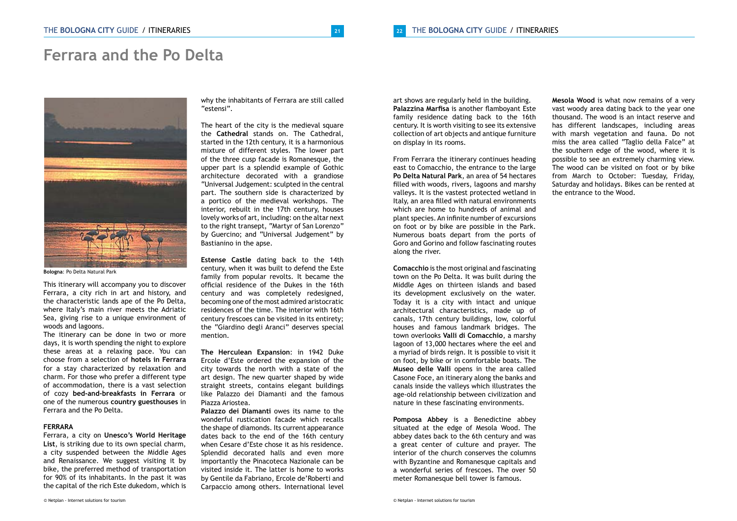# Ferrara and the Po Delta

**Bologna**: Po Delta Natural Park

This itinerary will accompany you to discover Ferrara, a city rich in art and history, and the characteristic lands ape of the Po Delta, where Italy's main river meets the Adriatic Sea, giving rise to a unique environment of woods and lagoons.

The itinerary can be done in two or more days, it is worth spending the night to explore these areas at a relaxing pace. You can choose from a selection of **hotels in Ferrara** for a stay characterized by relaxation and charm. For those who prefer a different type of accommodation, there is a vast selection of cozy **bed-and-breakfasts in Ferrara** or one of the numerous **country guesthouses** in Ferrara and the Po Delta.

**FERRARA**

Ferrara, a city on **Unesco's World Heritage List**, is striking due to its own special charm, a city suspended between the Middle Ages and Renaissance. We suggest visiting it by bike, the preferred method of transportation for 90% of its inhabitants. In the past it was the capital of the rich Este dukedom, which is why the inhabitants of Ferrara are still called "estensi".

The heart of the city is the medieval square the **Cathedral** stands on. The Cathedral, started in the 12th century, it is a harmonious mixture of different styles. The lower part of the three cusp facade is Romanesque, the upper part is a splendid example of Gothic architecture decorated with a grandiose "Universal Judgement: sculpted in the central part. The southern side is characterized by a portico of the medieval workshops. The interior, rebuilt in the 17th century, houses lovely works of art, including: on the altar next to the right transept, "Martyr of San Lorenzo" by Guercino; and "Universal Judgement" by Bastianino in the apse.

**Estense Castle** dating back to the 14th century, when it was built to defend the Este family from popular revolts. It became the official residence of the Dukes in the 16th century and was completely redesigned, becoming one of the most admired aristocratic residences of the time. The interior with 16th century frescoes can be visited in its entirety; the "Giardino degli Aranci" deserves special mention.

**The Herculean Expansion**: in 1942 Duke Ercole d'Este ordered the expansion of the city towards the north with a state of the art design. The new quarter shaped by wide straight streets, contains elegant buildings like Palazzo dei Diamanti and the famous Piazza Ariostea.

**Palazzo dei Diamanti** owes its name to the wonderful rustication facade which recalls the shape of diamonds. Its current appearance dates back to the end of the 16th century when Cesare d'Este chose it as his residence. Splendid decorated halls and even more importantly the Pinacoteca Nazionale can be visited inside it. The latter is home to works by Gentile da Fabriano, Ercole de'Roberti and Carpaccio among others. International level art shows are regularly held in the building.

**Palazzina Marfisa** is another flamboyant Este family residence dating back to the 16th century. It is worth visiting to see its extensive collection of art objects and antique furniture on display in its rooms.

From Ferrara the itinerary continues heading east to Comacchio, the entrance to the large **Po Delta Natural Park**, an area of 54 hectares filled with woods, rivers, lagoons and marshy valleys. It is the vastest protected wetland in Italy, an area filled with natural environments which are home to hundreds of animal and plant species. An infinite number of excursions on foot or by bike are possible in the Park. Numerous boats depart from the ports of Goro and Gorino and follow fascinating routes along the river.

**Comacchio** is the most original and fascinating town on the Po Delta. It was built during the Middle Ages on thirteen islands and based its development exclusively on the water. Today it is a city with intact and unique architectural characteristics, made up of canals, 17th century buildings, low, colorful houses and famous landmark bridges. The town overlooks **Valli di Comacchio**, a marshy lagoon of 13,000 hectares where the eel and a myriad of birds reign. It is possible to visit it on foot, by bike or in comfortable boats. The **Museo delle Valli** opens in the area called Casone Foce, an itinerary along the banks and canals inside the valleys which illustrates the age-old relationship between civilization and nature in these fascinating environments.

**Pomposa Abbey** is a Benedictine abbey situated at the edge of Mesola Wood. The abbey dates back to the 6th century and was a great center of culture and prayer. The interior of the church conserves the columns with Byzantine and Romanesque capitals and a wonderful series of frescoes. The over 50 meter Romanesque bell tower is famous.

**Mesola Wood** is what now remains of a very vast woody area dating back to the year one thousand. The wood is an intact reserve and has different landscapes, including areas with marsh vegetation and fauna. Do not miss the area called "Taglio della Falce" at the southern edge of the wood, where it is possible to see an extremely charming view. The wood can be visited on foot or by bike from March to October: Tuesday, Friday, Saturday and holidays. Bikes can be rented at the entrance to the Wood.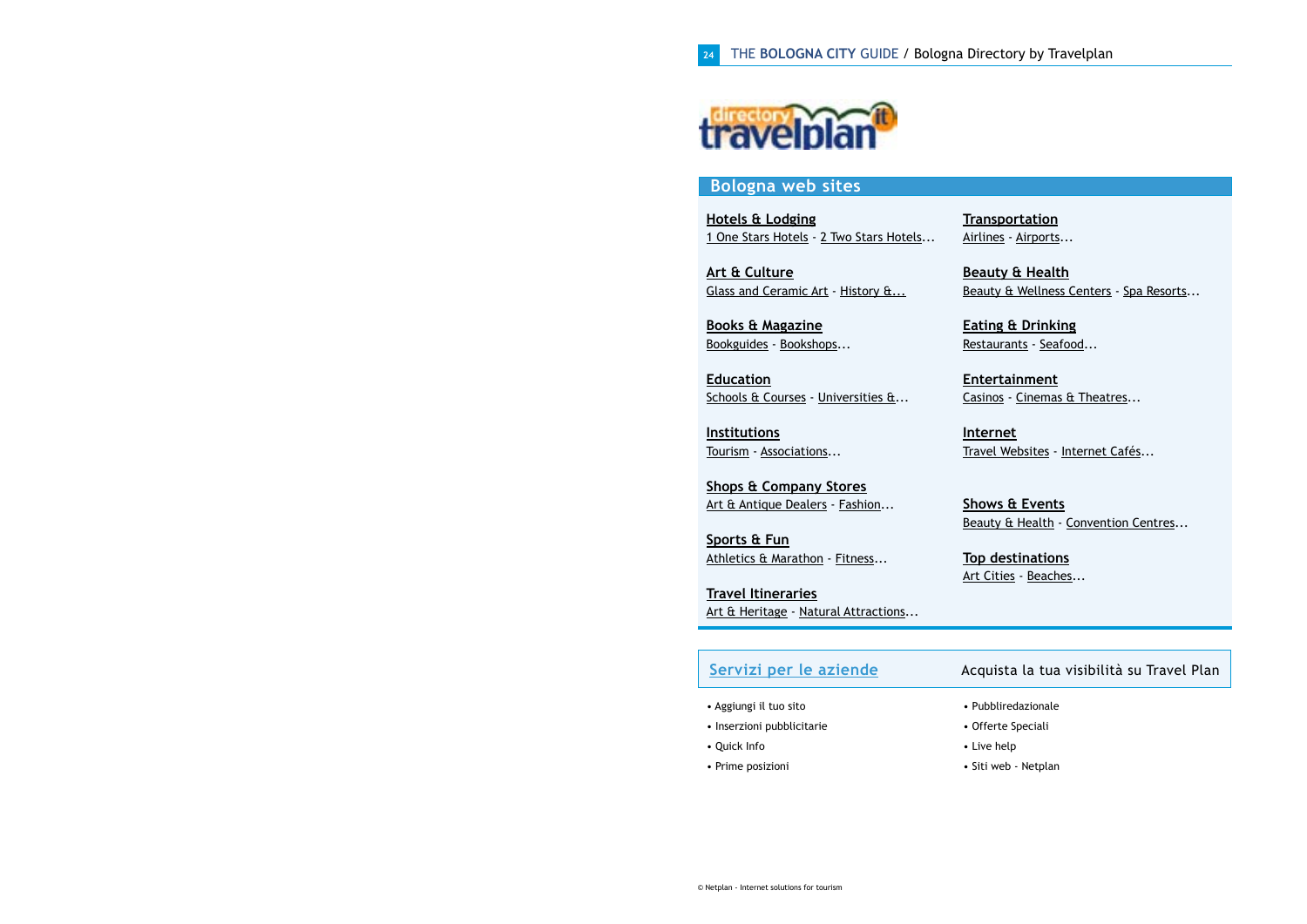## Bologna web sites

**Hotels & Lodging**
1 One Stars Hotels - 2 Two Stars Hotels...

**Art & Culture**
Glass and Ceramic Art - History &...

**Books & Magazine**
Bookguides - Bookshops...

**Education**
Schools & Courses - Universities &...

**Institutions**
Tourism - Associations...

**Shops & Company Stores**
Art & Antique Dealers - Fashion...

**Sports & Fun**
Athletics & Marathon - Fitness...

**Travel Itineraries**
Art & Heritage - Natural Attractions...

**Transportation**
Airlines - Airports...

**Beauty & Health**
Beauty & Wellness Centers - Spa Resorts...

**Eating & Drinking**
Restaurants - Seafood...

**Entertainment**
Casinos - Cinemas & Theatres...

**Internet**
Travel Websites - Internet Cafés...

**Shows & Events**
Beauty & Health - Convention Centres...

**Top destinations**
Art Cities - Beaches...

## Servizi per le aziende

Acquista la tua visibilità su Travel Plan

- Aggiungi il tuo sito
- Inserzioni pubblicitarie
- Quick Info
- Prime posizioni
- Pubbliredazionale
- Offerte Speciali
- Live help
- Siti web - Netplan

© Netplan - Internet solutions for tourism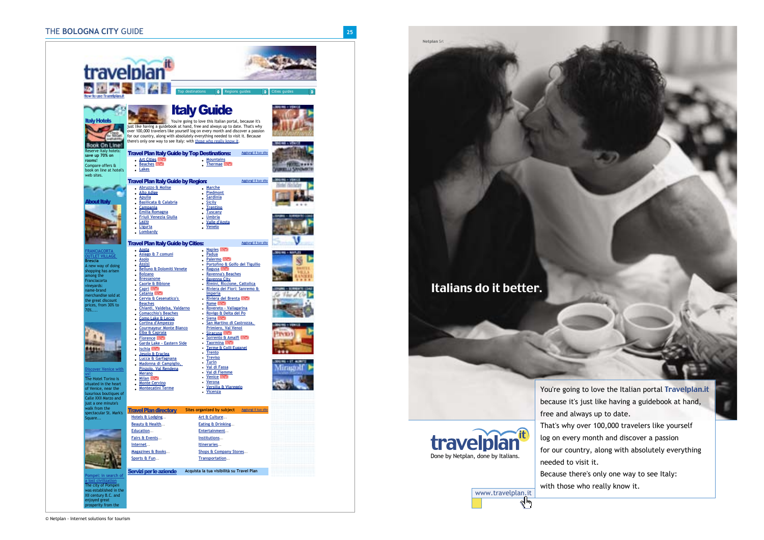travelplan.it

Top destinations | Regions guides | Cities guides

How to use Travelplan.it

## Italy Guide

You're going to love this Italian portal, because it's just like having a guidebook at hand, free and always up to date. That's why over 100,000 travelers like yourself log on every month and discover a passion for our country, along with absolutely everything needed to visit it. Because there's only one way to see Italy: with those who really know it.

### Travel Plan Italy Guide by Top Destinations

Aggiungi il tuo sito

- Art Cities
- Beaches
- Lakes
- Mountains
- Thermae

### Travel Plan Italy Guide by Region

Aggiungi il tuo sito

- Abruzzo & Molise
- Alto Adige
- Apulia
- Basilicata & Calabria
- Campania
- Emilia Romagna
- Friuli Venezia Giulia
- Lazio
- Liguria
- Lombardy
- Marche
- Piedmont
- Sardinia
- Sicily
- Trentino
- Tuscany
- Umbria
- Valle d'Aosta
- Veneto

### Travel Plan Italy Guide by Cities

Aggiungi il tuo sito

- Aosta
- Asiago & 7 comuni
- Asolo
- Assisi
- Belluno & Dolomiti Venete
- Bolzano
- Bressanone
- Caorle & Bibione
- Capri
- Catania
- Cervia & Cesenatico's Beaches
- Chianti, Valdelsa, Valdarno
- Comacchio's Beaches
- Como Lake & Lecco
- Cortina d'Ampezzo
- Courmayeur Monte Bianco
- Elba & Capraia
- Florence
- Garda Lake - Eastern Side
- Ischia
- Jesolo & Eraclea
- Lucca & Garfagnana
- Madonna di Campiglio, Pinzolo, Val Rendena
- Merano
- Milan
- Monte Cervino
- Montecatini Terme
- Naples
- Padua
- Palermo
- Portofino & Golfo del Tigullio
- Ragusa
- Ravenna City
- Ravenna's Beaches
- Rimini, Riccione, Cattolica
- Riviera dei Fiori: Sanremo & Imperia
- Riviera del Brenta
- Rome
- Rovereto - Vallagarina
- Rovigo & Delta del Po
- Siena
- San Martino di Castrozza, Primiero, Val Venoi
- Siracusa
- Sorrento & Amalfi
- Taormina
- Terme & Colli Euganei
- Trento
- Treviso
- Turin
- Val di Fassa
- Val di Fiemme
- Venice
- Verona
- Versilia & Viareggio
- Vicenza

### Travel Plan directory

Sites organized by subject — Aggiungi il tuo sito

- Hotels & Lodging...
- Beauty & Health...
- Education...
- Fairs & Events...
- Internet...
- Magazines & Books...
- Sports & Fun...
- Art & Culture...
- Eating & Drinking...
- Entertainment...
- Institutions...
- Itineraries...
- Shops & Company Stores...
- Transportation...

### Servizi per le aziende

Acquista la tua visibilità su Travel Plan

**Italy Hotels**

Book On Line!

Reserve Italy hotels: **save up 70% on rooms!** Compare offers & book on line at hotel's web sites.

**About Italy**

FRANCIACORTA OUTLET VILLAGE

**Brescia**

A new way of doing shopping has arisen among the Franciacorta vineyards: name-brand merchandise sold at the great discount prices, from 30% to 70%....

Discover Venice with us!

The Hotel Torino is situated in the heart of Venice, near the luxurious boutiques of Calle XXII Marzo and just a one minute's walk from the spectacular St. Mark's Square...

Pompei: in search of a lost civilization

The city of Pompeii was established in the XII century B.C. and enjoyed great prosperity from the

© Netplan - Internet solutions for tourism

Netplan Srl

## Italians do it better.

You're going to love the Italian portal **Travelplan.it** because it's just like having a guidebook at hand, free and always up to date.
That's why over 100,000 travelers like yourself log on every month and discover a passion for our country, along with absolutely everything needed to visit it.
Because there's only one way to see Italy: with those who really know it.

travelplan.it
Done by Netplan, done by Italians.

www.travelplan.it